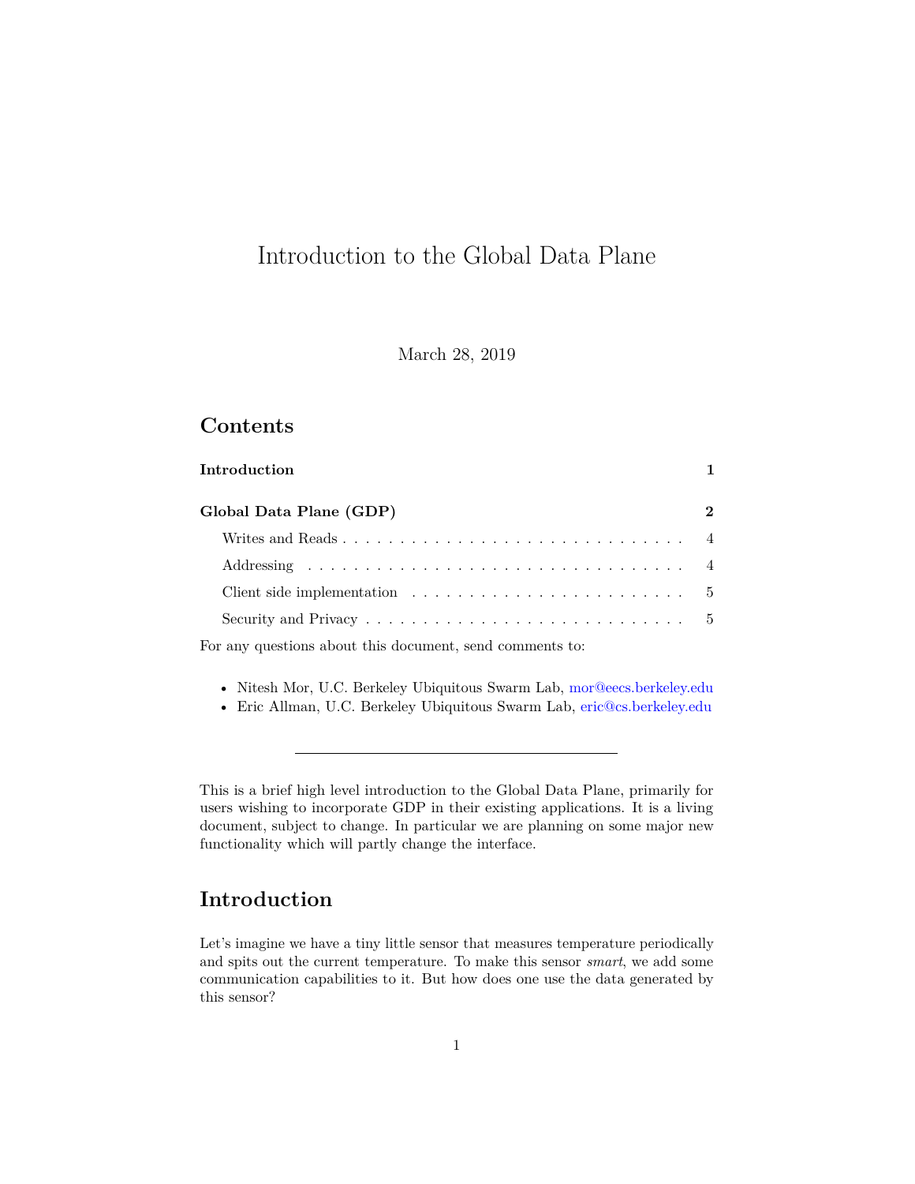# Introduction to the Global Data Plane

March 28, 2019

## Contents

| | |
|---|---|
| **Introduction** | **1** |
| **Global Data Plane (GDP)** | **2** |
| Writes and Reads | 4 |
| Addressing | 4 |
| Client side implementation | 5 |
| Security and Privacy | 5 |

For any questions about this document, send comments to:

- Nitesh Mor, U.C. Berkeley Ubiquitous Swarm Lab, mor@eecs.berkeley.edu
- Eric Allman, U.C. Berkeley Ubiquitous Swarm Lab, eric@cs.berkeley.edu

---

This is a brief high level introduction to the Global Data Plane, primarily for users wishing to incorporate GDP in their existing applications. It is a living document, subject to change. In particular we are planning on some major new functionality which will partly change the interface.

## Introduction

Let's imagine we have a tiny little sensor that measures temperature periodically and spits out the current temperature. To make this sensor *smart*, we add some communication capabilities to it. But how does one use the data generated by this sensor?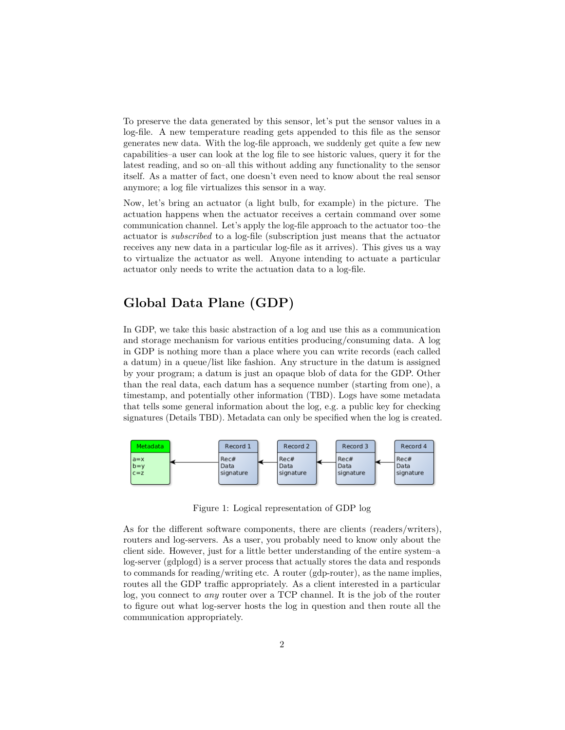To preserve the data generated by this sensor, let's put the sensor values in a log-file. A new temperature reading gets appended to this file as the sensor generates new data. With the log-file approach, we suddenly get quite a few new capabilities–a user can look at the log file to see historic values, query it for the latest reading, and so on–all this without adding any functionality to the sensor itself. As a matter of fact, one doesn't even need to know about the real sensor anymore; a log file virtualizes this sensor in a way.

Now, let's bring an actuator (a light bulb, for example) in the picture. The actuation happens when the actuator receives a certain command over some communication channel. Let's apply the log-file approach to the actuator too–the actuator is *subscribed* to a log-file (subscription just means that the actuator receives any new data in a particular log-file as it arrives). This gives us a way to virtualize the actuator as well. Anyone intending to actuate a particular actuator only needs to write the actuation data to a log-file.

## Global Data Plane (GDP)

In GDP, we take this basic abstraction of a log and use this as a communication and storage mechanism for various entities producing/consuming data. A log in GDP is nothing more than a place where you can write records (each called a datum) in a queue/list like fashion. Any structure in the datum is assigned by your program; a datum is just an opaque blob of data for the GDP. Other than the real data, each datum has a sequence number (starting from one), a timestamp, and potentially other information (TBD). Logs have some metadata that tells some general information about the log, e.g. a public key for checking signatures (Details TBD). Metadata can only be specified when the log is created.

Metadata: a=x, b=y, c=z ← Record 1 (Rec#, Data, signature) ← Record 2 (Rec#, Data, signature) ← Record 3 (Rec#, Data, signature) ← Record 4 (Rec#, Data, signature)

Figure 1: Logical representation of GDP log

As for the different software components, there are clients (readers/writers), routers and log-servers. As a user, you probably need to know only about the client side. However, just for a little better understanding of the entire system–a log-server (gdplogd) is a server process that actually stores the data and responds to commands for reading/writing etc. A router (gdp-router), as the name implies, routes all the GDP traffic appropriately. As a client interested in a particular log, you connect to *any* router over a TCP channel. It is the job of the router to figure out what log-server hosts the log in question and then route all the communication appropriately.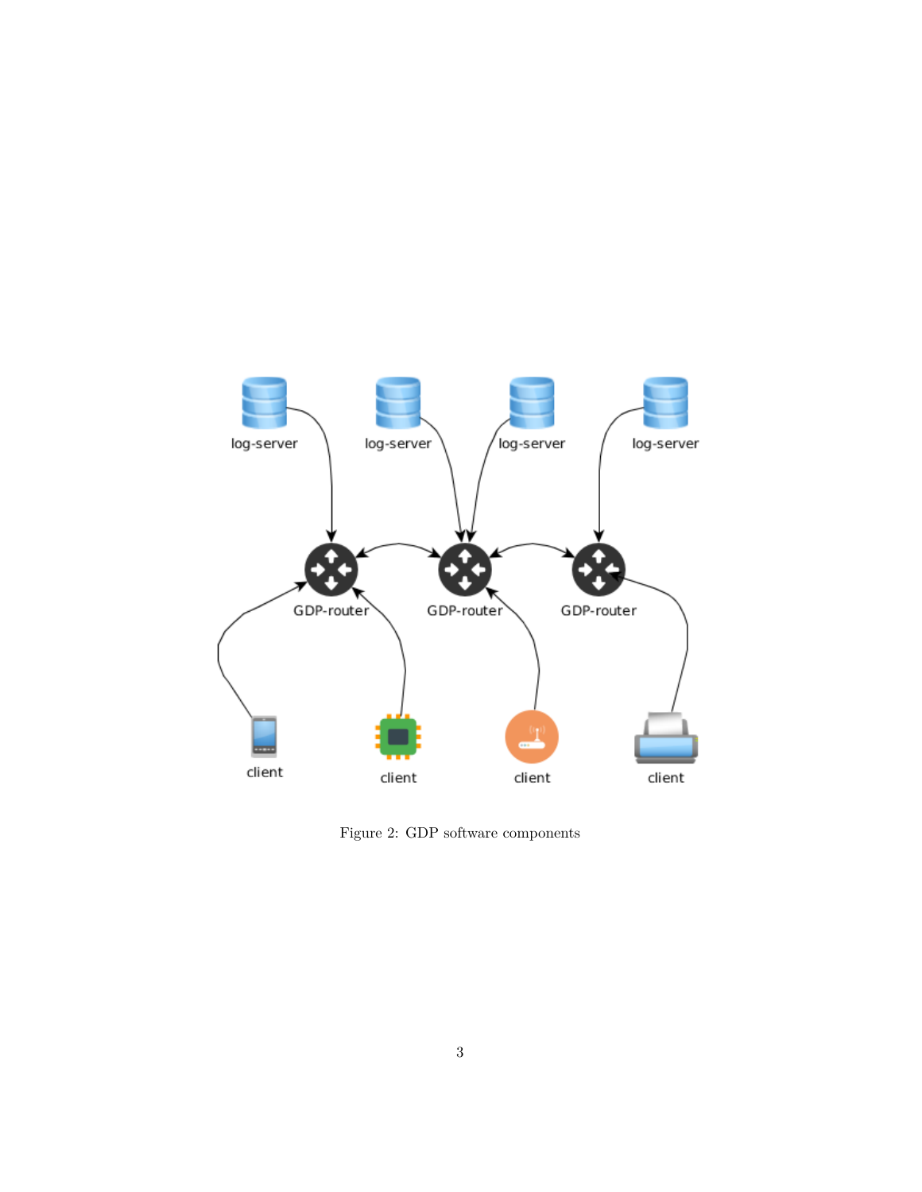Figure 2: GDP software components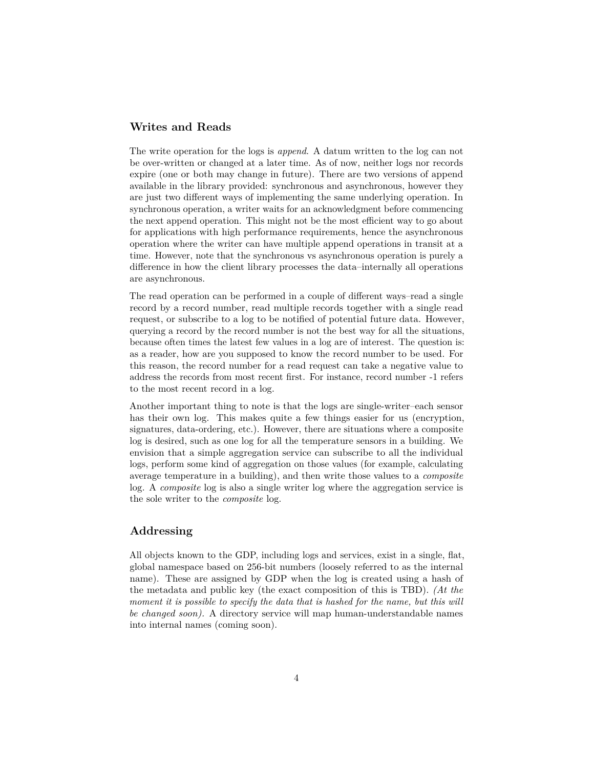## Writes and Reads

The write operation for the logs is *append*. A datum written to the log can not be over-written or changed at a later time. As of now, neither logs nor records expire (one or both may change in future). There are two versions of append available in the library provided: synchronous and asynchronous, however they are just two different ways of implementing the same underlying operation. In synchronous operation, a writer waits for an acknowledgment before commencing the next append operation. This might not be the most efficient way to go about for applications with high performance requirements, hence the asynchronous operation where the writer can have multiple append operations in transit at a time. However, note that the synchronous vs asynchronous operation is purely a difference in how the client library processes the data–internally all operations are asynchronous.

The read operation can be performed in a couple of different ways–read a single record by a record number, read multiple records together with a single read request, or subscribe to a log to be notified of potential future data. However, querying a record by the record number is not the best way for all the situations, because often times the latest few values in a log are of interest. The question is: as a reader, how are you supposed to know the record number to be used. For this reason, the record number for a read request can take a negative value to address the records from most recent first. For instance, record number -1 refers to the most recent record in a log.

Another important thing to note is that the logs are single-writer–each sensor has their own log. This makes quite a few things easier for us (encryption, signatures, data-ordering, etc.). However, there are situations where a composite log is desired, such as one log for all the temperature sensors in a building. We envision that a simple aggregation service can subscribe to all the individual logs, perform some kind of aggregation on those values (for example, calculating average temperature in a building), and then write those values to a *composite* log. A *composite* log is also a single writer log where the aggregation service is the sole writer to the *composite* log.

## Addressing

All objects known to the GDP, including logs and services, exist in a single, flat, global namespace based on 256-bit numbers (loosely referred to as the internal name). These are assigned by GDP when the log is created using a hash of the metadata and public key (the exact composition of this is TBD). *(At the moment it is possible to specify the data that is hashed for the name, but this will be changed soon).* A directory service will map human-understandable names into internal names (coming soon).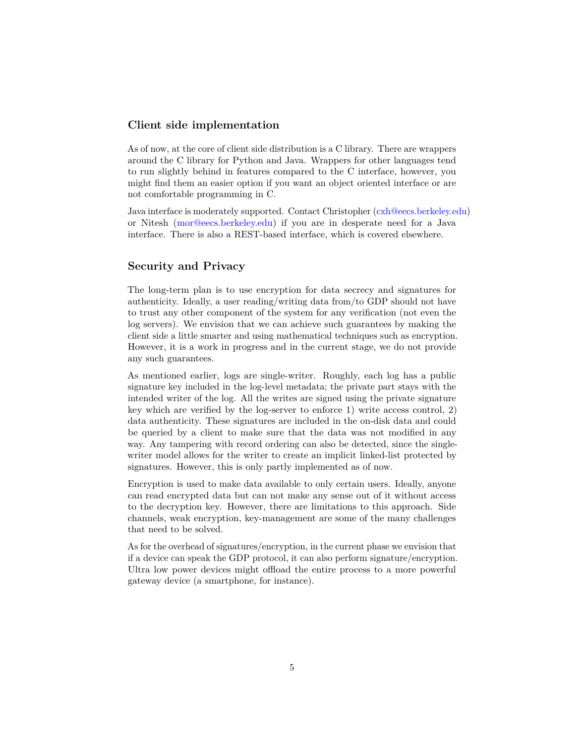## Client side implementation

As of now, at the core of client side distribution is a C library. There are wrappers around the C library for Python and Java. Wrappers for other languages tend to run slightly behind in features compared to the C interface, however, you might find them an easier option if you want an object oriented interface or are not comfortable programming in C.

Java interface is moderately supported. Contact Christopher (cxh@eecs.berkeley.edu) or Nitesh (mor@eecs.berkeley.edu) if you are in desperate need for a Java interface. There is also a REST-based interface, which is covered elsewhere.

## Security and Privacy

The long-term plan is to use encryption for data secrecy and signatures for authenticity. Ideally, a user reading/writing data from/to GDP should not have to trust any other component of the system for any verification (not even the log servers). We envision that we can achieve such guarantees by making the client side a little smarter and using mathematical techniques such as encryption. However, it is a work in progress and in the current stage, we do not provide any such guarantees.

As mentioned earlier, logs are single-writer. Roughly, each log has a public signature key included in the log-level metadata; the private part stays with the intended writer of the log. All the writes are signed using the private signature key which are verified by the log-server to enforce 1) write access control, 2) data authenticity. These signatures are included in the on-disk data and could be queried by a client to make sure that the data was not modified in any way. Any tampering with record ordering can also be detected, since the single-writer model allows for the writer to create an implicit linked-list protected by signatures. However, this is only partly implemented as of now.

Encryption is used to make data available to only certain users. Ideally, anyone can read encrypted data but can not make any sense out of it without access to the decryption key. However, there are limitations to this approach. Side channels, weak encryption, key-management are some of the many challenges that need to be solved.

As for the overhead of signatures/encryption, in the current phase we envision that if a device can speak the GDP protocol, it can also perform signature/encryption. Ultra low power devices might offload the entire process to a more powerful gateway device (a smartphone, for instance).